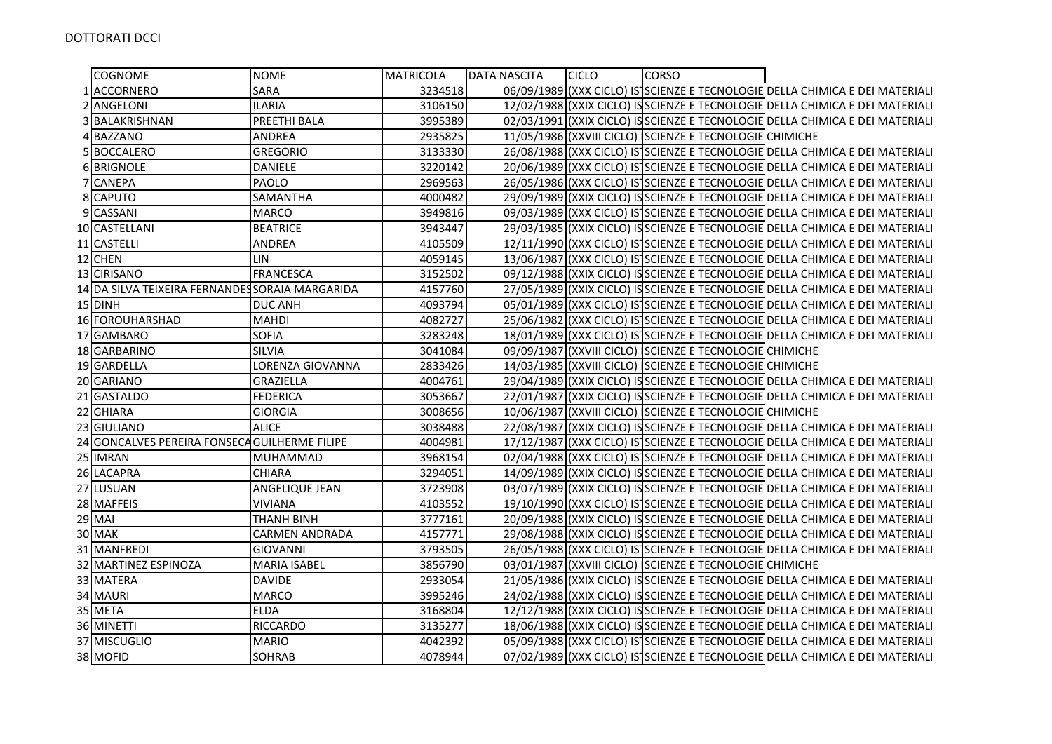DOTTORATI DCCI

| | COGNOME | NOME | MATRICOLA | DATA NASCITA | CICLO | CORSO |
|---|---|---|---|---|---|---|
| 1 | ACCORNERO | SARA | 3234518 | 06/09/1989 | (XXX CICLO) IS | SCIENZE E TECNOLOGIE DELLA CHIMICA E DEI MATERIALI |
| 2 | ANGELONI | ILARIA | 3106150 | 12/02/1988 | (XXIX CICLO) IS | SCIENZE E TECNOLOGIE DELLA CHIMICA E DEI MATERIALI |
| 3 | BALAKRISHNAN | PREETHI BALA | 3995389 | 02/03/1991 | (XXIX CICLO) IS | SCIENZE E TECNOLOGIE DELLA CHIMICA E DEI MATERIALI |
| 4 | BAZZANO | ANDREA | 2935825 | 11/05/1986 | (XXVIII CICLO) | SCIENZE E TECNOLOGIE CHIMICHE |
| 5 | BOCCALERO | GREGORIO | 3133330 | 26/08/1988 | (XXX CICLO) IS | SCIENZE E TECNOLOGIE DELLA CHIMICA E DEI MATERIALI |
| 6 | BRIGNOLE | DANIELE | 3220142 | 20/06/1989 | (XXX CICLO) IS | SCIENZE E TECNOLOGIE DELLA CHIMICA E DEI MATERIALI |
| 7 | CANEPA | PAOLO | 2969563 | 26/05/1986 | (XXX CICLO) IS | SCIENZE E TECNOLOGIE DELLA CHIMICA E DEI MATERIALI |
| 8 | CAPUTO | SAMANTHA | 4000482 | 29/09/1989 | (XXIX CICLO) IS | SCIENZE E TECNOLOGIE DELLA CHIMICA E DEI MATERIALI |
| 9 | CASSANI | MARCO | 3949816 | 09/03/1989 | (XXX CICLO) IS | SCIENZE E TECNOLOGIE DELLA CHIMICA E DEI MATERIALI |
| 10 | CASTELLANI | BEATRICE | 3943447 | 29/03/1985 | (XXIX CICLO) IS | SCIENZE E TECNOLOGIE DELLA CHIMICA E DEI MATERIALI |
| 11 | CASTELLI | ANDREA | 4105509 | 12/11/1990 | (XXX CICLO) IS | SCIENZE E TECNOLOGIE DELLA CHIMICA E DEI MATERIALI |
| 12 | CHEN | LIN | 4059145 | 13/06/1987 | (XXX CICLO) IS | SCIENZE E TECNOLOGIE DELLA CHIMICA E DEI MATERIALI |
| 13 | CIRISANO | FRANCESCA | 3152502 | 09/12/1988 | (XXIX CICLO) IS | SCIENZE E TECNOLOGIE DELLA CHIMICA E DEI MATERIALI |
| 14 | DA SILVA TEIXEIRA FERNANDES | SORAIA MARGARIDA | 4157760 | 27/05/1989 | (XXIX CICLO) IS | SCIENZE E TECNOLOGIE DELLA CHIMICA E DEI MATERIALI |
| 15 | DINH | DUC ANH | 4093794 | 05/01/1989 | (XXX CICLO) IS | SCIENZE E TECNOLOGIE DELLA CHIMICA E DEI MATERIALI |
| 16 | FOROUHARSHAD | MAHDI | 4082727 | 25/06/1982 | (XXX CICLO) IS | SCIENZE E TECNOLOGIE DELLA CHIMICA E DEI MATERIALI |
| 17 | GAMBARO | SOFIA | 3283248 | 18/01/1989 | (XXX CICLO) IS | SCIENZE E TECNOLOGIE DELLA CHIMICA E DEI MATERIALI |
| 18 | GARBARINO | SILVIA | 3041084 | 09/09/1987 | (XXVIII CICLO) | SCIENZE E TECNOLOGIE CHIMICHE |
| 19 | GARDELLA | LORENZA GIOVANNA | 2833426 | 14/03/1985 | (XXVIII CICLO) | SCIENZE E TECNOLOGIE CHIMICHE |
| 20 | GARIANO | GRAZIELLA | 4004761 | 29/04/1989 | (XXIX CICLO) IS | SCIENZE E TECNOLOGIE DELLA CHIMICA E DEI MATERIALI |
| 21 | GASTALDO | FEDERICA | 3053667 | 22/01/1987 | (XXIX CICLO) IS | SCIENZE E TECNOLOGIE DELLA CHIMICA E DEI MATERIALI |
| 22 | GHIARA | GIORGIA | 3008656 | 10/06/1987 | (XXVIII CICLO) | SCIENZE E TECNOLOGIE CHIMICHE |
| 23 | GIULIANO | ALICE | 3038488 | 22/08/1987 | (XXIX CICLO) IS | SCIENZE E TECNOLOGIE DELLA CHIMICA E DEI MATERIALI |
| 24 | GONCALVES PEREIRA FONSECA | GUILHERME FILIPE | 4004981 | 17/12/1987 | (XXX CICLO) IS | SCIENZE E TECNOLOGIE DELLA CHIMICA E DEI MATERIALI |
| 25 | IMRAN | MUHAMMAD | 3968154 | 02/04/1988 | (XXX CICLO) IS | SCIENZE E TECNOLOGIE DELLA CHIMICA E DEI MATERIALI |
| 26 | LACAPRA | CHIARA | 3294051 | 14/09/1989 | (XXIX CICLO) IS | SCIENZE E TECNOLOGIE DELLA CHIMICA E DEI MATERIALI |
| 27 | LUSUAN | ANGELIQUE JEAN | 3723908 | 03/07/1989 | (XXIX CICLO) IS | SCIENZE E TECNOLOGIE DELLA CHIMICA E DEI MATERIALI |
| 28 | MAFFEIS | VIVIANA | 4103552 | 19/10/1990 | (XXX CICLO) IS | SCIENZE E TECNOLOGIE DELLA CHIMICA E DEI MATERIALI |
| 29 | MAI | THANH BINH | 3777161 | 20/09/1988 | (XXIX CICLO) IS | SCIENZE E TECNOLOGIE DELLA CHIMICA E DEI MATERIALI |
| 30 | MAK | CARMEN ANDRADA | 4157771 | 29/08/1988 | (XXIX CICLO) IS | SCIENZE E TECNOLOGIE DELLA CHIMICA E DEI MATERIALI |
| 31 | MANFREDI | GIOVANNI | 3793505 | 26/05/1988 | (XXX CICLO) IS | SCIENZE E TECNOLOGIE DELLA CHIMICA E DEI MATERIALI |
| 32 | MARTINEZ ESPINOZA | MARIA ISABEL | 3856790 | 03/01/1987 | (XXVIII CICLO) | SCIENZE E TECNOLOGIE CHIMICHE |
| 33 | MATERA | DAVIDE | 2933054 | 21/05/1986 | (XXIX CICLO) IS | SCIENZE E TECNOLOGIE DELLA CHIMICA E DEI MATERIALI |
| 34 | MAURI | MARCO | 3995246 | 24/02/1988 | (XXIX CICLO) IS | SCIENZE E TECNOLOGIE DELLA CHIMICA E DEI MATERIALI |
| 35 | META | ELDA | 3168804 | 12/12/1988 | (XXIX CICLO) IS | SCIENZE E TECNOLOGIE DELLA CHIMICA E DEI MATERIALI |
| 36 | MINETTI | RICCARDO | 3135277 | 18/06/1988 | (XXIX CICLO) IS | SCIENZE E TECNOLOGIE DELLA CHIMICA E DEI MATERIALI |
| 37 | MISCUGLIO | MARIO | 4042392 | 05/09/1988 | (XXX CICLO) IS | SCIENZE E TECNOLOGIE DELLA CHIMICA E DEI MATERIALI |
| 38 | MOFID | SOHRAB | 4078944 | 07/02/1989 | (XXX CICLO) IS | SCIENZE E TECNOLOGIE DELLA CHIMICA E DEI MATERIALI |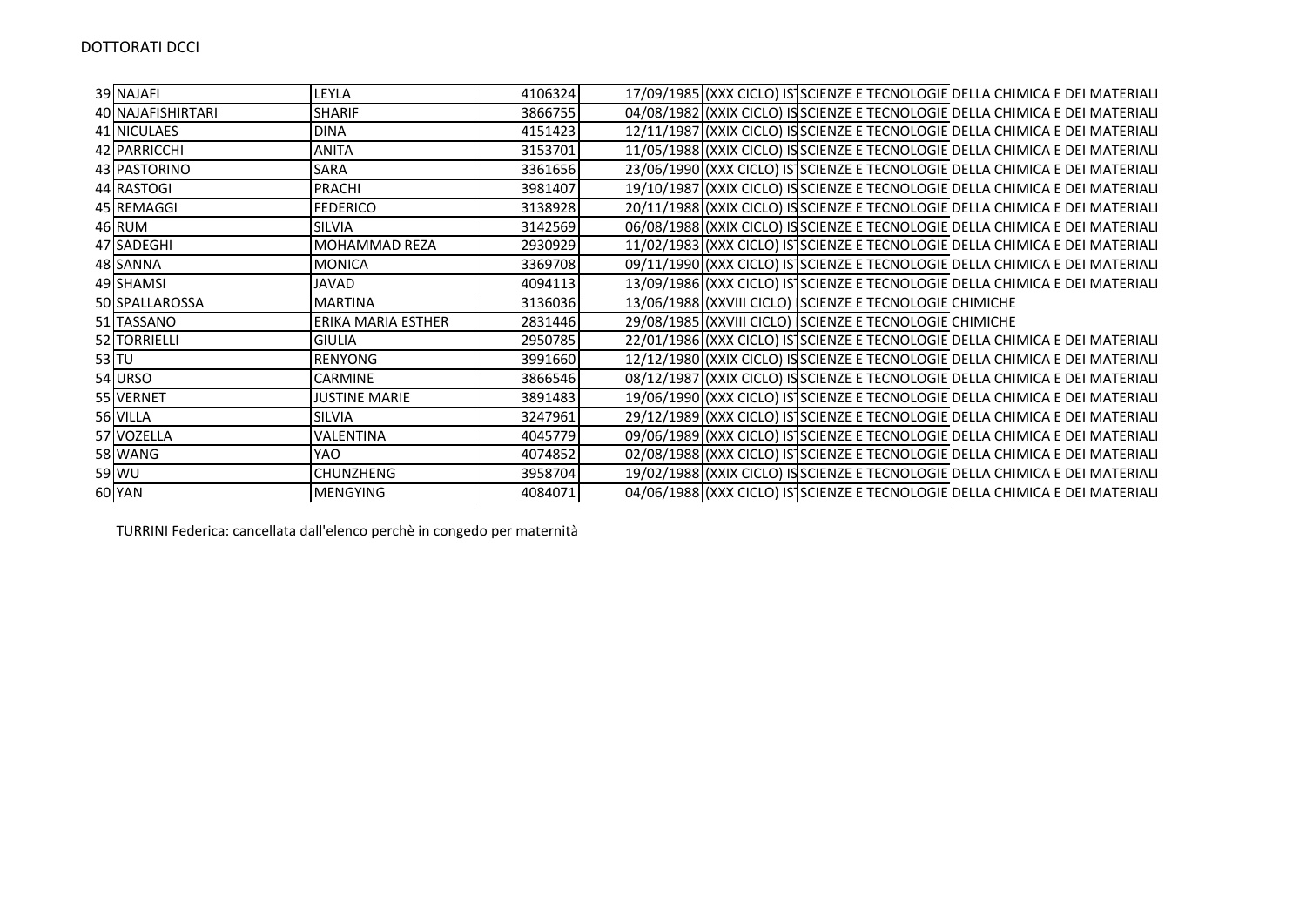DOTTORATI DCCI

| | | | | | | |
|---|---|---|---|---|---|---|
| 39 | NAJAFI | LEYLA | 4106324 | 17/09/1985 | (XXX CICLO) IS | SCIENZE E TECNOLOGIE DELLA CHIMICA E DEI MATERIALI |
| 40 | NAJAFISHIRTARI | SHARIF | 3866755 | 04/08/1982 | (XXIX CICLO) IS | SCIENZE E TECNOLOGIE DELLA CHIMICA E DEI MATERIALI |
| 41 | NICULAES | DINA | 4151423 | 12/11/1987 | (XXIX CICLO) IS | SCIENZE E TECNOLOGIE DELLA CHIMICA E DEI MATERIALI |
| 42 | PARRICCHI | ANITA | 3153701 | 11/05/1988 | (XXIX CICLO) IS | SCIENZE E TECNOLOGIE DELLA CHIMICA E DEI MATERIALI |
| 43 | PASTORINO | SARA | 3361656 | 23/06/1990 | (XXX CICLO) IS | SCIENZE E TECNOLOGIE DELLA CHIMICA E DEI MATERIALI |
| 44 | RASTOGI | PRACHI | 3981407 | 19/10/1987 | (XXIX CICLO) IS | SCIENZE E TECNOLOGIE DELLA CHIMICA E DEI MATERIALI |
| 45 | REMAGGI | FEDERICO | 3138928 | 20/11/1988 | (XXIX CICLO) IS | SCIENZE E TECNOLOGIE DELLA CHIMICA E DEI MATERIALI |
| 46 | RUM | SILVIA | 3142569 | 06/08/1988 | (XXIX CICLO) IS | SCIENZE E TECNOLOGIE DELLA CHIMICA E DEI MATERIALI |
| 47 | SADEGHI | MOHAMMAD REZA | 2930929 | 11/02/1983 | (XXX CICLO) IS | SCIENZE E TECNOLOGIE DELLA CHIMICA E DEI MATERIALI |
| 48 | SANNA | MONICA | 3369708 | 09/11/1990 | (XXX CICLO) IS | SCIENZE E TECNOLOGIE DELLA CHIMICA E DEI MATERIALI |
| 49 | SHAMSI | JAVAD | 4094113 | 13/09/1986 | (XXX CICLO) IS | SCIENZE E TECNOLOGIE DELLA CHIMICA E DEI MATERIALI |
| 50 | SPALLAROSSA | MARTINA | 3136036 | 13/06/1988 | (XXVIII CICLO) | SCIENZE E TECNOLOGIE CHIMICHE |
| 51 | TASSANO | ERIKA MARIA ESTHER | 2831446 | 29/08/1985 | (XXVIII CICLO) | SCIENZE E TECNOLOGIE CHIMICHE |
| 52 | TORRIELLI | GIULIA | 2950785 | 22/01/1986 | (XXX CICLO) IS | SCIENZE E TECNOLOGIE DELLA CHIMICA E DEI MATERIALI |
| 53 | TU | RENYONG | 3991660 | 12/12/1980 | (XXIX CICLO) IS | SCIENZE E TECNOLOGIE DELLA CHIMICA E DEI MATERIALI |
| 54 | URSO | CARMINE | 3866546 | 08/12/1987 | (XXIX CICLO) IS | SCIENZE E TECNOLOGIE DELLA CHIMICA E DEI MATERIALI |
| 55 | VERNET | JUSTINE MARIE | 3891483 | 19/06/1990 | (XXX CICLO) IS | SCIENZE E TECNOLOGIE DELLA CHIMICA E DEI MATERIALI |
| 56 | VILLA | SILVIA | 3247961 | 29/12/1989 | (XXX CICLO) IS | SCIENZE E TECNOLOGIE DELLA CHIMICA E DEI MATERIALI |
| 57 | VOZELLA | VALENTINA | 4045779 | 09/06/1989 | (XXX CICLO) IS | SCIENZE E TECNOLOGIE DELLA CHIMICA E DEI MATERIALI |
| 58 | WANG | YAO | 4074852 | 02/08/1988 | (XXX CICLO) IS | SCIENZE E TECNOLOGIE DELLA CHIMICA E DEI MATERIALI |
| 59 | WU | CHUNZHENG | 3958704 | 19/02/1988 | (XXIX CICLO) IS | SCIENZE E TECNOLOGIE DELLA CHIMICA E DEI MATERIALI |
| 60 | YAN | MENGYING | 4084071 | 04/06/1988 | (XXX CICLO) IS | SCIENZE E TECNOLOGIE DELLA CHIMICA E DEI MATERIALI |

TURRINI Federica: cancellata dall'elenco perchè in congedo per maternità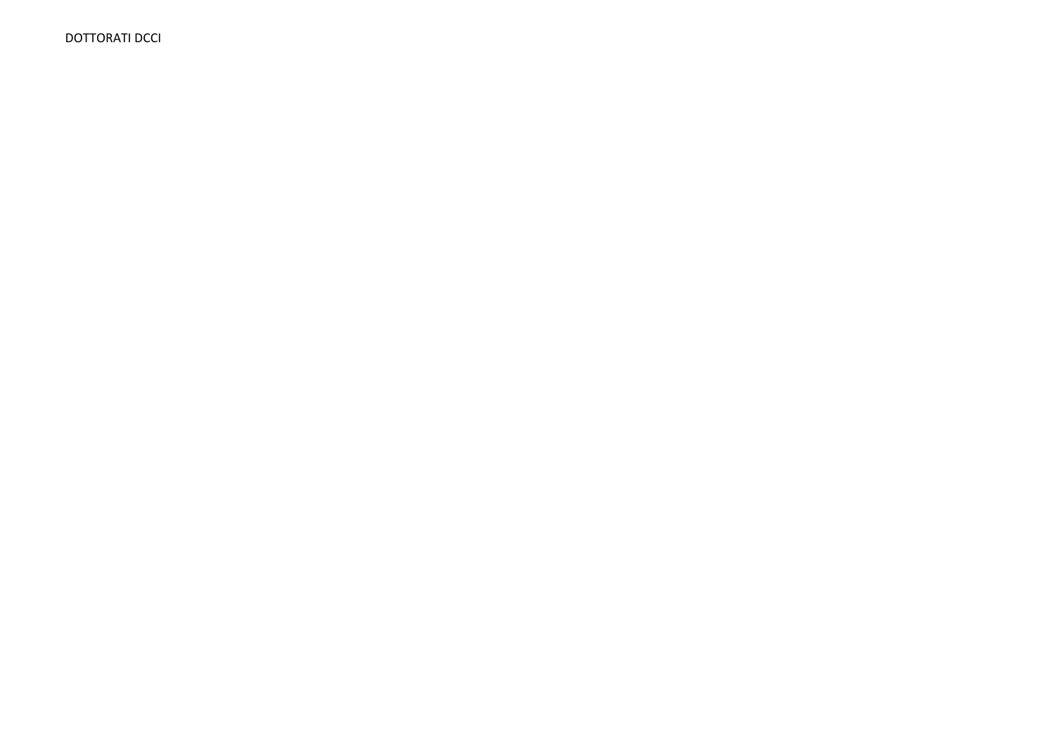DOTTORATI DCCI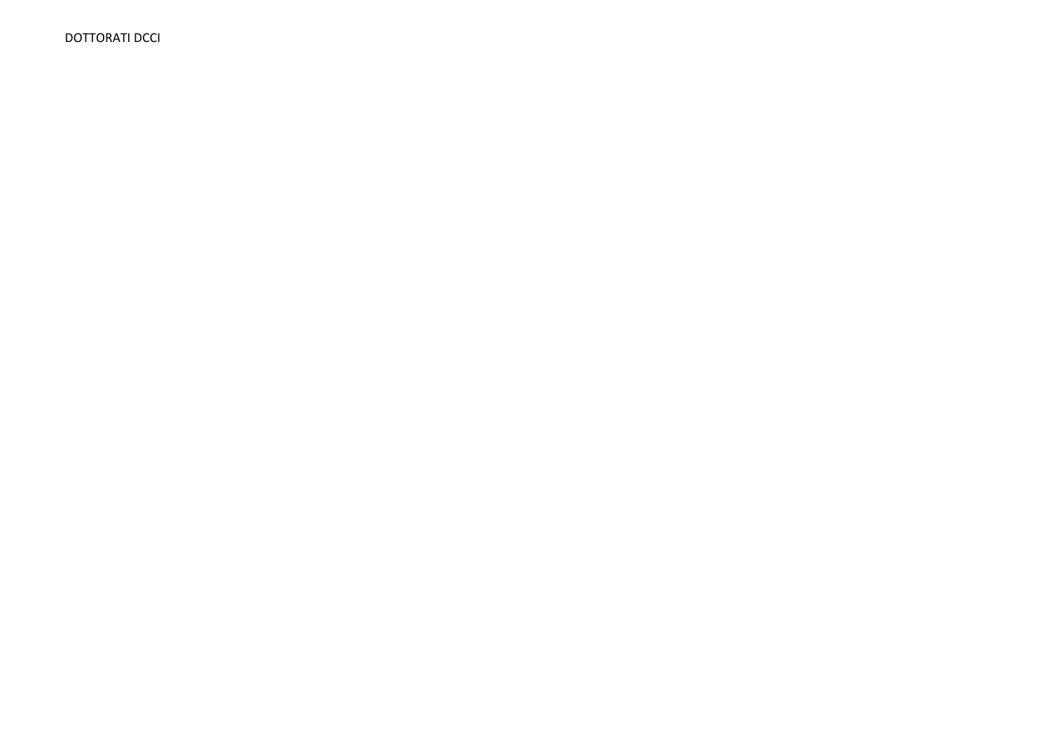DOTTORATI DCCI